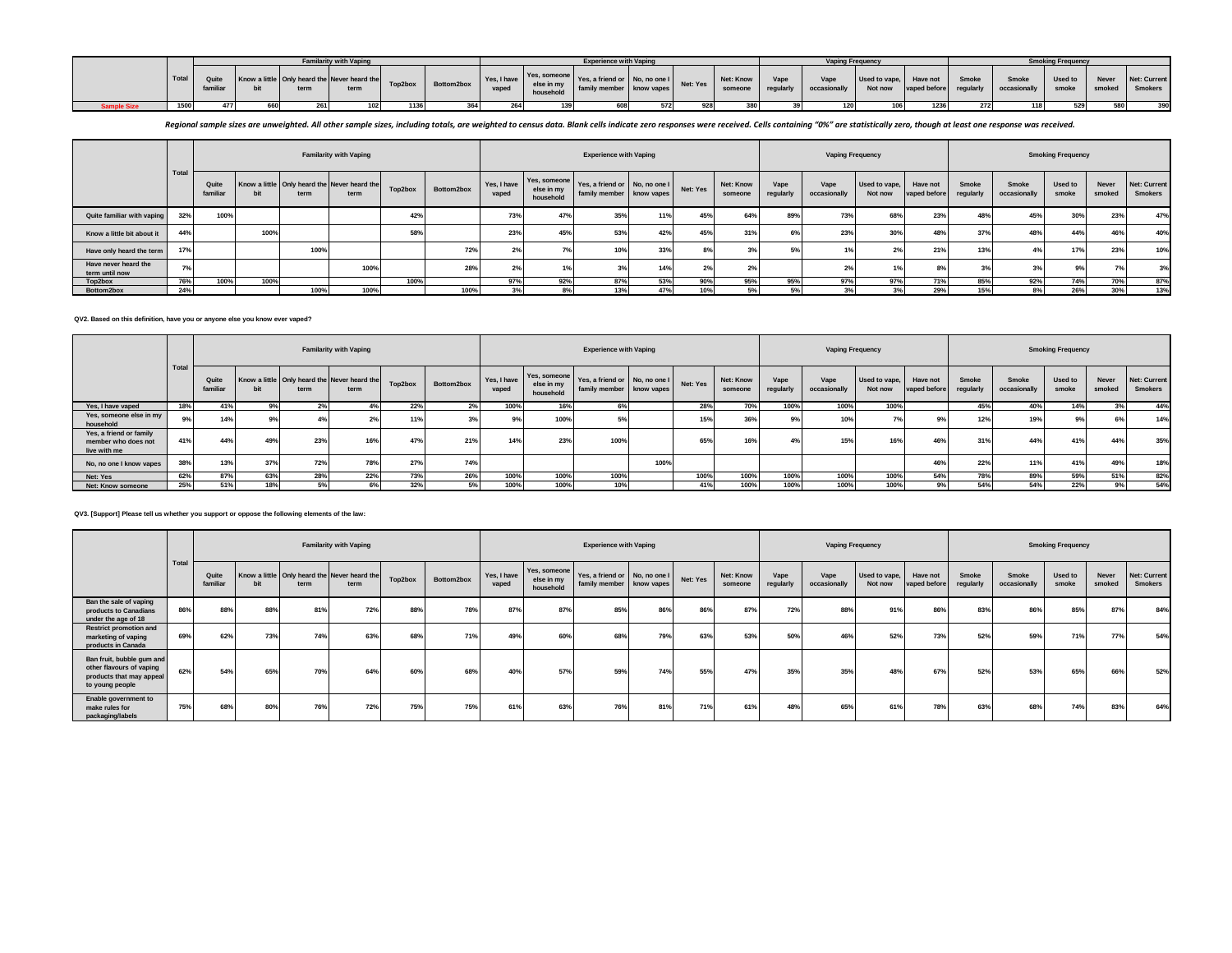| | Total | Familiarity with Vaping | | | | | | Experience with Vaping | | | | | | Vaping Frequency | | | | Smoking Frequency | | | | |
|---|---|---|---|---|---|---|---|---|---|---|---|---|---|---|---|---|---|---|---|---|---|---|
| | | Quite familiar | Know a little bit | Only heard the term | Never heard the term | Top2box | Bottom2box | Yes, I have vaped | Yes, someone else in my household | Yes, a friend or family member | No, no one I know vapes | Net: Yes | Net: Know someone | Vape regularly | Vape occasionally | Used to vape, Not now | Have not vaped before | Smoke regularly | Smoke occasionally | Used to smoke | Never smoked | Net: Current Smokers |
| Sample Size | 1500 | 477 | 660 | 261 | 102 | 1136 | 364 | 264 | 139 | 608 | 572 | 928 | 380 | 39 | 120 | 106 | 1236 | 272 | 118 | 529 | 580 | 390 |

*Regional sample sizes are unweighted. All other sample sizes, including totals, are weighted to census data. Blank cells indicate zero responses were received. Cells containing "0%" are statistically zero, though at least one response was received.*

| | Total | Familiarity with Vaping | | | | | | Experience with Vaping | | | | | | Vaping Frequency | | | | Smoking Frequency | | | | |
|---|---|---|---|---|---|---|---|---|---|---|---|---|---|---|---|---|---|---|---|---|---|---|
| | | Quite familiar | Know a little bit | Only heard the term | Never heard the term | Top2box | Bottom2box | Yes, I have vaped | Yes, someone else in my household | Yes, a friend or family member | No, no one I know vapes | Net: Yes | Net: Know someone | Vape regularly | Vape occasionally | Used to vape, Not now | Have not vaped before | Smoke regularly | Smoke occasionally | Used to smoke | Never smoked | Net: Current Smokers |
| Quite familiar with vaping | 32% | 100% | | | | 42% | | 73% | 47% | 35% | 11% | 45% | 64% | 89% | 73% | 68% | 23% | 48% | 45% | 30% | 23% | 47% |
| Know a little bit about it | 44% | | 100% | | | 58% | | 23% | 45% | 53% | 42% | 45% | 31% | 6% | 23% | 30% | 48% | 37% | 48% | 44% | 46% | 40% |
| Have only heard the term | 17% | | | 100% | | | 72% | 2% | 7% | 10% | 33% | 8% | 3% | 5% | 1% | 2% | 21% | 13% | 4% | 17% | 23% | 10% |
| Have never heard the term until now | 7% | | | | 100% | | 28% | 2% | 1% | 3% | 14% | 2% | 2% | | 2% | 1% | 8% | 3% | 3% | 9% | 7% | 3% |
| Top2box | 76% | 100% | 100% | | | 100% | | 97% | 92% | 87% | 53% | 90% | 95% | 95% | 97% | 97% | 71% | 85% | 92% | 74% | 70% | 87% |
| Bottom2box | 24% | | | 100% | 100% | | 100% | 3% | 8% | 13% | 47% | 10% | 5% | 5% | 3% | 3% | 29% | 15% | 8% | 26% | 30% | 13% |

**QV2. Based on this definition, have you or anyone else you know ever vaped?**

| | Total | Familiarity with Vaping | | | | | | Experience with Vaping | | | | | | Vaping Frequency | | | | Smoking Frequency | | | | |
|---|---|---|---|---|---|---|---|---|---|---|---|---|---|---|---|---|---|---|---|---|---|---|
| | | Quite familiar | Know a little bit | Only heard the term | Never heard the term | Top2box | Bottom2box | Yes, I have vaped | Yes, someone else in my household | Yes, a friend or family member | No, no one I know vapes | Net: Yes | Net: Know someone | Vape regularly | Vape occasionally | Used to vape, Not now | Have not vaped before | Smoke regularly | Smoke occasionally | Used to smoke | Never smoked | Net: Current Smokers |
| Yes, I have vaped | 18% | 41% | 9% | 2% | 4% | 22% | 2% | 100% | 16% | 6% | | 28% | 70% | 100% | 100% | 100% | | 45% | 40% | 14% | 3% | 44% |
| Yes, someone else in my household | 9% | 14% | 9% | 4% | 2% | 11% | 3% | 9% | 100% | 5% | | 15% | 36% | 9% | 10% | 7% | 9% | 12% | 19% | 9% | 6% | 14% |
| Yes, a friend or family member who does not live with me | 41% | 44% | 49% | 23% | 16% | 47% | 21% | 14% | 23% | 100% | | 65% | 16% | 4% | 15% | 16% | 46% | 31% | 44% | 41% | 44% | 35% |
| No, no one I know vapes | 38% | 13% | 37% | 72% | 78% | 27% | 74% | | | | 100% | | | | | | 46% | 22% | 11% | 41% | 49% | 18% |
| Net: Yes | 62% | 87% | 63% | 28% | 22% | 73% | 26% | 100% | 100% | 100% | | 100% | 100% | 100% | 100% | 100% | 54% | 78% | 89% | 59% | 51% | 82% |
| Net: Know someone | 25% | 51% | 18% | 5% | 6% | 32% | 5% | 100% | 100% | 10% | | 41% | 100% | 100% | 100% | 100% | 9% | 54% | 54% | 22% | 9% | 54% |

**QV3. [Support] Please tell us whether you support or oppose the following elements of the law:**

| | Total | Familiarity with Vaping | | | | | | Experience with Vaping | | | | | | Vaping Frequency | | | | Smoking Frequency | | | | |
|---|---|---|---|---|---|---|---|---|---|---|---|---|---|---|---|---|---|---|---|---|---|---|
| | | Quite familiar | Know a little bit | Only heard the term | Never heard the term | Top2box | Bottom2box | Yes, I have vaped | Yes, someone else in my household | Yes, a friend or family member | No, no one I know vapes | Net: Yes | Net: Know someone | Vape regularly | Vape occasionally | Used to vape, Not now | Have not vaped before | Smoke regularly | Smoke occasionally | Used to smoke | Never smoked | Net: Current Smokers |
| Ban the sale of vaping products to Canadians under the age of 18 | 86% | 88% | 88% | 81% | 72% | 88% | 78% | 87% | 87% | 85% | 86% | 86% | 87% | 72% | 88% | 91% | 86% | 83% | 86% | 85% | 87% | 84% |
| Restrict promotion and marketing of vaping products in Canada | 69% | 62% | 73% | 74% | 63% | 68% | 71% | 49% | 60% | 68% | 79% | 63% | 53% | 50% | 46% | 52% | 73% | 52% | 59% | 71% | 77% | 54% |
| Ban fruit, bubble gum and other flavours of vaping products that may appeal to young people | 62% | 54% | 65% | 70% | 64% | 60% | 68% | 40% | 57% | 59% | 74% | 55% | 47% | 35% | 35% | 48% | 67% | 52% | 53% | 65% | 66% | 52% |
| Enable government to make rules for packaging/labels | 75% | 68% | 80% | 76% | 72% | 75% | 75% | 61% | 63% | 76% | 81% | 71% | 61% | 48% | 65% | 61% | 78% | 63% | 68% | 74% | 83% | 64% |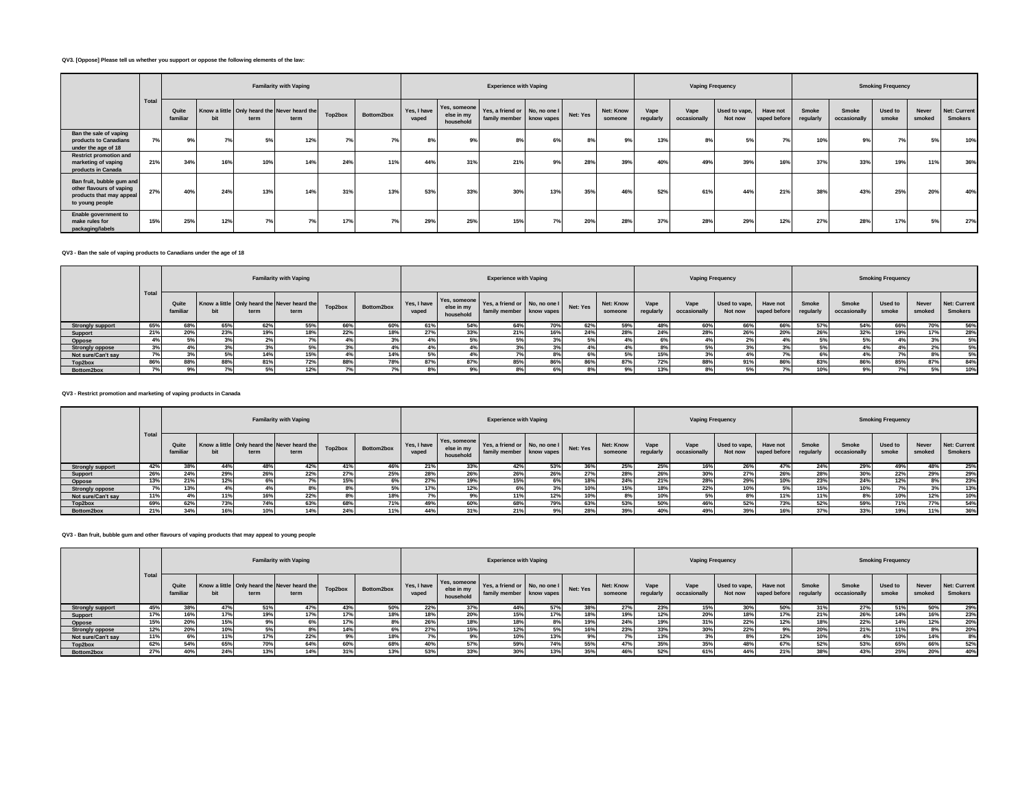**QV3. [Oppose] Please tell us whether you support or oppose the following elements of the law:**

| | Total | Familiarity with Vaping | | | | | | Experience with Vaping | | | | | | Vaping Frequency | | | | Smoking Frequency | | | | |
|---|---|---|---|---|---|---|---|---|---|---|---|---|---|---|---|---|---|---|---|---|---|---|
| | | Quite familiar | Know a little bit | Only heard the term | Never heard the term | Top2box | Bottom2box | Yes, I have vaped | Yes, someone else in my household | Yes, a friend or family member | No, no one I know vapes | Net: Yes | Net: Know someone | Vape regularly | Vape occasionally | Used to vape, Not now | Have not vaped before | Smoke regularly | Smoke occasionally | Used to smoke | Never smoked | Net: Current Smokers |
| Ban the sale of vaping products to Canadians under the age of 18 | 7% | 9% | 7% | 5% | 12% | 7% | 7% | 8% | 9% | 8% | 6% | 8% | 9% | 13% | 8% | 5% | 7% | 10% | 9% | 7% | 5% | 10% |
| Restrict promotion and marketing of vaping products in Canada | 21% | 34% | 16% | 10% | 14% | 24% | 11% | 44% | 31% | 21% | 9% | 28% | 39% | 40% | 49% | 39% | 16% | 37% | 33% | 19% | 11% | 36% |
| Ban fruit, bubble gum and other flavours of vaping products that may appeal to young people | 27% | 40% | 24% | 13% | 14% | 31% | 13% | 53% | 33% | 30% | 13% | 35% | 46% | 52% | 61% | 44% | 21% | 38% | 43% | 25% | 20% | 40% |
| Enable government to make rules for packaging/labels | 15% | 25% | 12% | 7% | 7% | 17% | 7% | 29% | 25% | 15% | 7% | 20% | 28% | 37% | 28% | 29% | 12% | 27% | 28% | 17% | 5% | 27% |

**QV3 - Ban the sale of vaping products to Canadians under the age of 18**

| | Total | Familiarity with Vaping | | | | | | Experience with Vaping | | | | | | Vaping Frequency | | | | Smoking Frequency | | | | |
|---|---|---|---|---|---|---|---|---|---|---|---|---|---|---|---|---|---|---|---|---|---|---|
| | | Quite familiar | Know a little bit | Only heard the term | Never heard the term | Top2box | Bottom2box | Yes, I have vaped | Yes, someone else in my household | Yes, a friend or family member | No, no one I know vapes | Net: Yes | Net: Know someone | Vape regularly | Vape occasionally | Used to vape, Not now | Have not vaped before | Smoke regularly | Smoke occasionally | Used to smoke | Never smoked | Net: Current Smokers |
| Strongly support | 65% | 68% | 65% | 62% | 55% | 66% | 60% | 61% | 54% | 64% | 70% | 62% | 59% | 48% | 60% | 66% | 66% | 57% | 54% | 66% | 70% | 56% |
| Support | 21% | 20% | 23% | 19% | 18% | 22% | 18% | 27% | 33% | 21% | 16% | 24% | 28% | 24% | 28% | 26% | 20% | 26% | 32% | 19% | 17% | 28% |
| Oppose | 4% | 5% | 3% | 2% | 7% | 4% | 3% | 4% | 5% | 5% | 3% | 5% | 4% | 6% | 4% | 2% | 4% | 5% | 5% | 4% | 3% | 5% |
| Strongly oppose | 3% | 4% | 3% | 3% | 5% | 3% | 4% | 4% | 4% | 3% | 3% | 4% | 4% | 8% | 5% | 3% | 3% | 5% | 4% | 4% | 2% | 5% |
| Not sure/Can't say | 7% | 3% | 5% | 14% | 15% | 4% | 14% | 5% | 4% | 7% | 8% | 6% | 5% | 15% | 3% | 4% | 7% | 6% | 4% | 7% | 8% | 5% |
| Top2box | 86% | 88% | 88% | 81% | 72% | 88% | 78% | 87% | 87% | 85% | 86% | 86% | 87% | 72% | 88% | 91% | 86% | 83% | 86% | 85% | 87% | 84% |
| Bottom2box | 7% | 9% | 7% | 5% | 12% | 7% | 7% | 8% | 9% | 8% | 6% | 8% | 9% | 13% | 8% | 5% | 7% | 10% | 9% | 7% | 5% | 10% |

**QV3 - Restrict promotion and marketing of vaping products in Canada**

| | Total | Familiarity with Vaping | | | | | | Experience with Vaping | | | | | | Vaping Frequency | | | | Smoking Frequency | | | | |
|---|---|---|---|---|---|---|---|---|---|---|---|---|---|---|---|---|---|---|---|---|---|---|
| | | Quite familiar | Know a little bit | Only heard the term | Never heard the term | Top2box | Bottom2box | Yes, I have vaped | Yes, someone else in my household | Yes, a friend or family member | No, no one I know vapes | Net: Yes | Net: Know someone | Vape regularly | Vape occasionally | Used to vape, Not now | Have not vaped before | Smoke regularly | Smoke occasionally | Used to smoke | Never smoked | Net: Current Smokers |
| Strongly support | 42% | 38% | 44% | 48% | 42% | 41% | 46% | 21% | 33% | 42% | 53% | 36% | 25% | 25% | 16% | 26% | 47% | 24% | 29% | 49% | 48% | 25% |
| Support | 26% | 24% | 29% | 26% | 22% | 27% | 25% | 28% | 26% | 26% | 26% | 27% | 28% | 26% | 30% | 27% | 26% | 28% | 30% | 22% | 29% | 29% |
| Oppose | 13% | 21% | 12% | 6% | 7% | 15% | 6% | 27% | 19% | 15% | 6% | 18% | 24% | 21% | 28% | 29% | 10% | 23% | 24% | 12% | 8% | 23% |
| Strongly oppose | 7% | 13% | 4% | 4% | 8% | 8% | 5% | 17% | 12% | 6% | 3% | 10% | 15% | 18% | 22% | 10% | 5% | 15% | 10% | 7% | 3% | 13% |
| Not sure/Can't say | 11% | 4% | 11% | 16% | 22% | 8% | 18% | 7% | 9% | 11% | 12% | 10% | 8% | 10% | 5% | 8% | 11% | 11% | 8% | 10% | 12% | 10% |
| Top2box | 69% | 62% | 73% | 74% | 63% | 68% | 71% | 49% | 60% | 68% | 79% | 63% | 53% | 50% | 46% | 52% | 73% | 52% | 59% | 71% | 77% | 54% |
| Bottom2box | 21% | 34% | 16% | 10% | 14% | 24% | 11% | 44% | 31% | 21% | 9% | 28% | 39% | 40% | 49% | 39% | 16% | 37% | 33% | 19% | 11% | 36% |

**QV3 - Ban fruit, bubble gum and other flavours of vaping products that may appeal to young people**

| | Total | Familiarity with Vaping | | | | | | Experience with Vaping | | | | | | Vaping Frequency | | | | Smoking Frequency | | | | |
|---|---|---|---|---|---|---|---|---|---|---|---|---|---|---|---|---|---|---|---|---|---|---|
| | | Quite familiar | Know a little bit | Only heard the term | Never heard the term | Top2box | Bottom2box | Yes, I have vaped | Yes, someone else in my household | Yes, a friend or family member | No, no one I know vapes | Net: Yes | Net: Know someone | Vape regularly | Vape occasionally | Used to vape, Not now | Have not vaped before | Smoke regularly | Smoke occasionally | Used to smoke | Never smoked | Net: Current Smokers |
| Strongly support | 45% | 38% | 47% | 51% | 47% | 43% | 50% | 22% | 37% | 44% | 57% | 38% | 27% | 23% | 15% | 30% | 50% | 31% | 27% | 51% | 50% | 29% |
| Support | 17% | 16% | 17% | 19% | 17% | 17% | 18% | 18% | 20% | 15% | 17% | 18% | 19% | 12% | 20% | 18% | 17% | 21% | 26% | 14% | 16% | 23% |
| Oppose | 15% | 20% | 15% | 9% | 6% | 17% | 8% | 26% | 18% | 18% | 8% | 19% | 24% | 19% | 31% | 22% | 12% | 18% | 22% | 14% | 12% | 20% |
| Strongly oppose | 12% | 20% | 10% | 5% | 8% | 14% | 6% | 27% | 15% | 12% | 5% | 16% | 23% | 33% | 30% | 22% | 9% | 20% | 21% | 11% | 8% | 20% |
| Not sure/Can't say | 11% | 6% | 11% | 17% | 22% | 9% | 18% | 7% | 9% | 10% | 13% | 9% | 7% | 13% | 3% | 8% | 12% | 10% | 4% | 10% | 14% | 8% |
| Top2box | 62% | 54% | 65% | 70% | 64% | 60% | 68% | 40% | 57% | 59% | 74% | 55% | 47% | 35% | 35% | 48% | 67% | 52% | 53% | 65% | 66% | 52% |
| Bottom2box | 27% | 40% | 24% | 13% | 14% | 31% | 13% | 53% | 33% | 30% | 13% | 35% | 46% | 52% | 61% | 44% | 21% | 38% | 43% | 25% | 20% | 40% |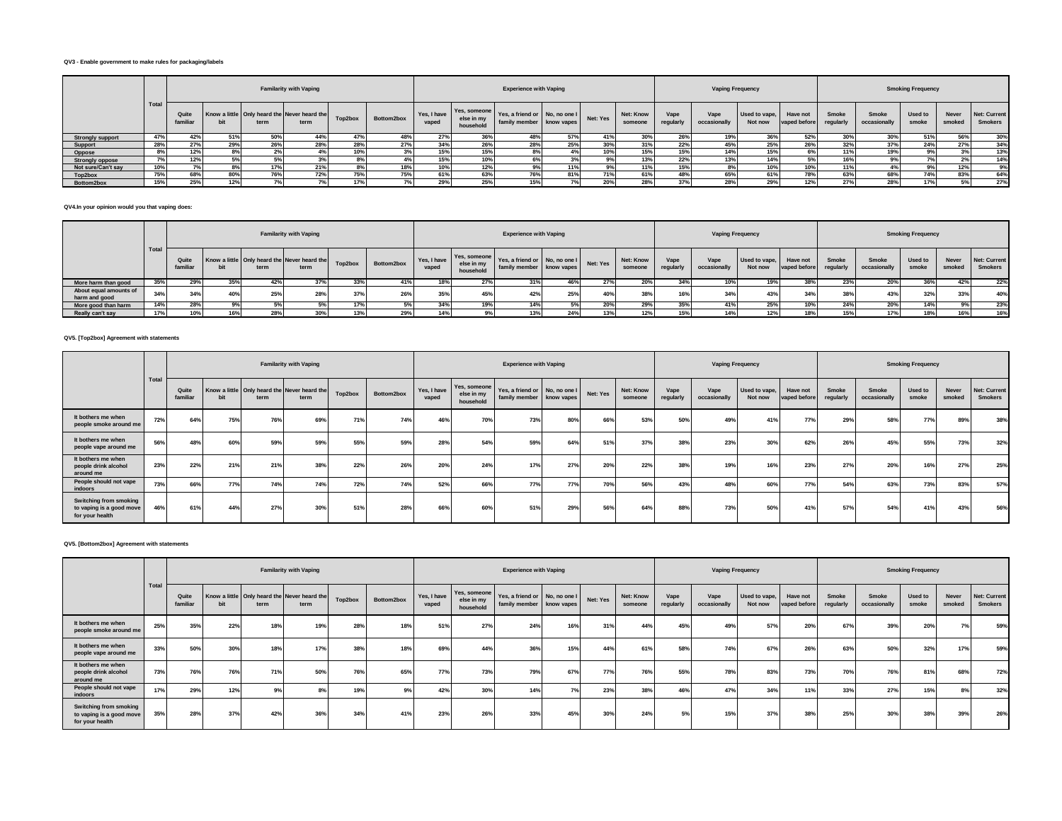**QV3 - Enable government to make rules for packaging/labels**

| | Total | Familiarity with Vaping | | | | | | Experience with Vaping | | | | | | Vaping Frequency | | | | Smoking Frequency | | | | |
|---|---|---|---|---|---|---|---|---|---|---|---|---|---|---|---|---|---|---|---|---|---|---|
| | | Quite familiar | Know a little bit | Only heard the term | Never heard the term | Top2box | Bottom2box | Yes, I have vaped | Yes, someone else in my household | Yes, a friend or family member | No, no one I know vapes | Net: Yes | Net: Know someone | Vape regularly | Vape occasionally | Used to vape, Not now | Have not vaped before | Smoke regularly | Smoke occasionally | Used to smoke | Never smoked | Net: Current Smokers |
| Strongly support | 47% | 42% | 51% | 50% | 44% | 47% | 48% | 27% | 36% | 48% | 57% | 41% | 30% | 26% | 19% | 36% | 52% | 30% | 30% | 51% | 56% | 30% |
| Support | 28% | 27% | 29% | 26% | 28% | 28% | 27% | 34% | 26% | 28% | 25% | 30% | 31% | 22% | 45% | 25% | 26% | 32% | 37% | 24% | 27% | 34% |
| Oppose | 8% | 12% | 8% | 2% | 4% | 10% | 3% | 15% | 15% | 8% | 4% | 10% | 15% | 15% | 14% | 15% | 6% | 11% | 19% | 9% | 3% | 13% |
| Strongly oppose | 7% | 12% | 5% | 5% | 3% | 8% | 4% | 15% | 10% | 6% | 3% | 9% | 13% | 22% | 13% | 14% | 5% | 16% | 9% | 7% | 2% | 14% |
| Not sure/Can't say | 10% | 7% | 8% | 17% | 21% | 8% | 18% | 10% | 12% | 9% | 11% | 9% | 11% | 15% | 8% | 10% | 10% | 11% | 4% | 9% | 12% | 9% |
| Top2box | 75% | 68% | 80% | 76% | 72% | 75% | 75% | 61% | 63% | 76% | 81% | 71% | 61% | 48% | 65% | 61% | 78% | 63% | 68% | 74% | 83% | 64% |
| Bottom2box | 15% | 25% | 12% | 7% | 7% | 17% | 7% | 29% | 25% | 15% | 7% | 20% | 28% | 37% | 28% | 29% | 12% | 27% | 28% | 17% | 5% | 27% |

**QV4.In your opinion would you that vaping does:**

| | Total | Familiarity with Vaping | | | | | | Experience with Vaping | | | | | | Vaping Frequency | | | | Smoking Frequency | | | | |
|---|---|---|---|---|---|---|---|---|---|---|---|---|---|---|---|---|---|---|---|---|---|---|
| | | Quite familiar | Know a little bit | Only heard the term | Never heard the term | Top2box | Bottom2box | Yes, I have vaped | Yes, someone else in my household | Yes, a friend or family member | No, no one I know vapes | Net: Yes | Net: Know someone | Vape regularly | Vape occasionally | Used to vape, Not now | Have not vaped before | Smoke regularly | Smoke occasionally | Used to smoke | Never smoked | Net: Current Smokers |
| More harm than good | 35% | 29% | 35% | 42% | 37% | 33% | 41% | 18% | 27% | 31% | 46% | 27% | 20% | 34% | 10% | 19% | 38% | 23% | 20% | 36% | 42% | 22% |
| About equal amounts of harm and good | 34% | 34% | 40% | 25% | 28% | 37% | 26% | 35% | 45% | 42% | 25% | 40% | 38% | 16% | 34% | 43% | 34% | 38% | 43% | 32% | 33% | 40% |
| More good than harm | 14% | 28% | 9% | 5% | 5% | 17% | 5% | 34% | 19% | 14% | 5% | 20% | 29% | 35% | 41% | 25% | 10% | 24% | 20% | 14% | 9% | 23% |
| Really can't say | 17% | 10% | 16% | 28% | 30% | 13% | 29% | 14% | 9% | 13% | 24% | 13% | 12% | 15% | 14% | 12% | 18% | 15% | 17% | 18% | 16% | 16% |

**QV5. [Top2box] Agreement with statements**

| | Total | Familiarity with Vaping | | | | | | Experience with Vaping | | | | | | Vaping Frequency | | | | Smoking Frequency | | | | |
|---|---|---|---|---|---|---|---|---|---|---|---|---|---|---|---|---|---|---|---|---|---|---|
| | | Quite familiar | Know a little bit | Only heard the term | Never heard the term | Top2box | Bottom2box | Yes, I have vaped | Yes, someone else in my household | Yes, a friend or family member | No, no one I know vapes | Net: Yes | Net: Know someone | Vape regularly | Vape occasionally | Used to vape, Not now | Have not vaped before | Smoke regularly | Smoke occasionally | Used to smoke | Never smoked | Net: Current Smokers |
| It bothers me when people smoke around me | 72% | 64% | 75% | 76% | 69% | 71% | 74% | 46% | 70% | 73% | 80% | 66% | 53% | 50% | 49% | 41% | 77% | 29% | 58% | 77% | 89% | 38% |
| It bothers me when people vape around me | 56% | 48% | 60% | 59% | 59% | 55% | 59% | 28% | 54% | 59% | 64% | 51% | 37% | 38% | 23% | 30% | 62% | 26% | 45% | 55% | 73% | 32% |
| It bothers me when people drink alcohol around me | 23% | 22% | 21% | 21% | 38% | 22% | 26% | 20% | 24% | 17% | 27% | 20% | 22% | 38% | 19% | 16% | 23% | 27% | 20% | 16% | 27% | 25% |
| People should not vape indoors | 73% | 66% | 77% | 74% | 74% | 72% | 74% | 52% | 66% | 77% | 77% | 70% | 56% | 43% | 48% | 60% | 77% | 54% | 63% | 73% | 83% | 57% |
| Switching from smoking to vaping is a good move for your health | 46% | 61% | 44% | 27% | 30% | 51% | 28% | 66% | 60% | 51% | 29% | 56% | 64% | 88% | 73% | 50% | 41% | 57% | 54% | 41% | 43% | 56% |

**QV5. [Bottom2box] Agreement with statements**

| | Total | Familiarity with Vaping | | | | | | Experience with Vaping | | | | | | Vaping Frequency | | | | Smoking Frequency | | | | |
|---|---|---|---|---|---|---|---|---|---|---|---|---|---|---|---|---|---|---|---|---|---|---|
| | | Quite familiar | Know a little bit | Only heard the term | Never heard the term | Top2box | Bottom2box | Yes, I have vaped | Yes, someone else in my household | Yes, a friend or family member | No, no one I know vapes | Net: Yes | Net: Know someone | Vape regularly | Vape occasionally | Used to vape, Not now | Have not vaped before | Smoke regularly | Smoke occasionally | Used to smoke | Never smoked | Net: Current Smokers |
| It bothers me when people smoke around me | 25% | 35% | 22% | 18% | 19% | 28% | 18% | 51% | 27% | 24% | 16% | 31% | 44% | 45% | 49% | 57% | 20% | 67% | 39% | 20% | 7% | 59% |
| It bothers me when people vape around me | 33% | 50% | 30% | 18% | 17% | 38% | 18% | 69% | 44% | 36% | 15% | 44% | 61% | 58% | 74% | 67% | 26% | 63% | 50% | 32% | 17% | 59% |
| It bothers me when people drink alcohol around me | 73% | 76% | 76% | 71% | 50% | 76% | 65% | 77% | 73% | 79% | 67% | 77% | 76% | 55% | 78% | 83% | 73% | 70% | 76% | 81% | 68% | 72% |
| People should not vape indoors | 17% | 29% | 12% | 9% | 8% | 19% | 9% | 42% | 30% | 14% | 7% | 23% | 38% | 46% | 47% | 34% | 11% | 33% | 27% | 15% | 8% | 32% |
| Switching from smoking to vaping is a good move for your health | 35% | 28% | 37% | 42% | 36% | 34% | 41% | 23% | 26% | 33% | 45% | 30% | 24% | 5% | 15% | 37% | 38% | 25% | 30% | 38% | 39% | 26% |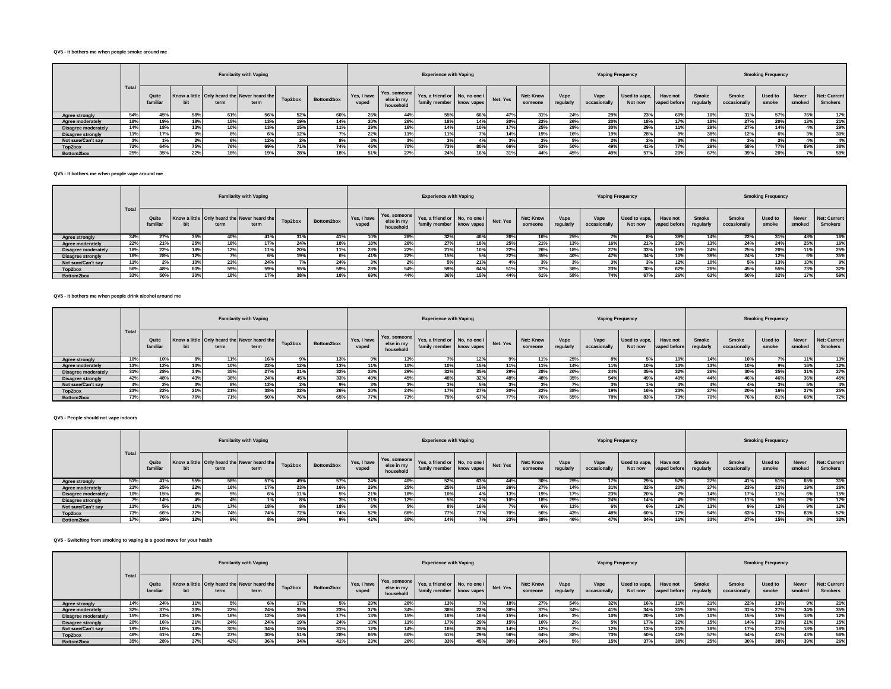**QV5 - It bothers me when people smoke around me**

| | Total | Familiarity with Vaping | | | | | | Experience with Vaping | | | | | | Vaping Frequency | | | | Smoking Frequency | | | | |
|---|---|---|---|---|---|---|---|---|---|---|---|---|---|---|---|---|---|---|---|---|---|---|
| | | Quite familiar | Know a little bit | Only heard the term | Never heard the term | Top2box | Bottom2box | Yes, I have vaped | Yes, someone else in my household | Yes, a friend or family member | No, no one I know vapes | Net: Yes | Net: Know someone | Vape regularly | Vape occasionally | Used to vape, Not now | Have not vaped before | Smoke regularly | Smoke occasionally | Used to smoke | Never smoked | Net: Current Smokers |
| Agree strongly | 54% | 45% | 58% | 61% | 56% | 52% | 60% | 26% | 44% | 55% | 66% | 47% | 31% | 24% | 29% | 23% | 60% | 10% | 31% | 57% | 76% | 17% |
| Agree moderately | 18% | 19% | 18% | 15% | 13% | 19% | 14% | 20% | 26% | 18% | 14% | 20% | 22% | 26% | 20% | 18% | 17% | 18% | 27% | 20% | 13% | 21% |
| Disagree moderately | 14% | 18% | 13% | 10% | 13% | 15% | 11% | 29% | 16% | 14% | 10% | 17% | 25% | 29% | 30% | 29% | 11% | 29% | 27% | 14% | 4% | 29% |
| Disagree strongly | 11% | 17% | 9% | 8% | 6% | 12% | 7% | 22% | 11% | 11% | 7% | 14% | 19% | 16% | 19% | 28% | 9% | 38% | 12% | 6% | 3% | 30% |
| Not sure/Can't say | 3% | 1% | 2% | 6% | 12% | 2% | 8% | 3% | 3% | 3% | 4% | 3% | 2% | 5% | 2% | 2% | 3% | 4% | 3% | 2% | 4% | 4% |
| Top2box | 72% | 64% | 75% | 76% | 69% | 71% | 74% | 46% | 70% | 73% | 80% | 66% | 53% | 50% | 49% | 41% | 77% | 29% | 58% | 77% | 89% | 38% |
| Bottom2box | 25% | 35% | 22% | 18% | 19% | 28% | 18% | 51% | 27% | 24% | 16% | 31% | 44% | 45% | 49% | 57% | 20% | 67% | 39% | 20% | 7% | 59% |

**QV5 - It bothers me when people vape around me**

| | Total | Familiarity with Vaping | | | | | | Experience with Vaping | | | | | | Vaping Frequency | | | | Smoking Frequency | | | | |
|---|---|---|---|---|---|---|---|---|---|---|---|---|---|---|---|---|---|---|---|---|---|---|
| | | Quite familiar | Know a little bit | Only heard the term | Never heard the term | Top2box | Bottom2box | Yes, I have vaped | Yes, someone else in my household | Yes, a friend or family member | No, no one I know vapes | Net: Yes | Net: Know someone | Vape regularly | Vape occasionally | Used to vape, Not now | Have not vaped before | Smoke regularly | Smoke occasionally | Used to smoke | Never smoked | Net: Current Smokers |
| Agree strongly | 34% | 27% | 35% | 40% | 41% | 31% | 41% | 10% | 28% | 32% | 46% | 26% | 16% | 25% | 7% | 8% | 39% | 14% | 22% | 31% | 48% | 16% |
| Agree moderately | 22% | 21% | 25% | 18% | 17% | 24% | 18% | 18% | 26% | 27% | 18% | 25% | 21% | 13% | 16% | 21% | 23% | 13% | 24% | 24% | 25% | 16% |
| Disagree moderately | 18% | 22% | 18% | 12% | 11% | 20% | 11% | 28% | 22% | 21% | 10% | 22% | 26% | 18% | 27% | 33% | 15% | 24% | 25% | 20% | 11% | 25% |
| Disagree strongly | 16% | 28% | 12% | 7% | 6% | 19% | 6% | 41% | 22% | 15% | 5% | 22% | 35% | 40% | 47% | 34% | 10% | 39% | 24% | 12% | 6% | 35% |
| Not sure/Can't say | 11% | 2% | 10% | 23% | 24% | 7% | 24% | 3% | 2% | 5% | 21% | 4% | 3% | 3% | 3% | 3% | 12% | 10% | 5% | 13% | 10% | 9% |
| Top2box | 56% | 48% | 60% | 59% | 59% | 55% | 59% | 28% | 54% | 59% | 64% | 51% | 37% | 38% | 23% | 30% | 62% | 26% | 45% | 55% | 73% | 32% |
| Bottom2box | 33% | 50% | 30% | 18% | 17% | 38% | 18% | 69% | 44% | 36% | 15% | 44% | 61% | 58% | 74% | 67% | 26% | 63% | 50% | 32% | 17% | 59% |

**QV5 - It bothers me when people drink alcohol around me**

| | Total | Familiarity with Vaping | | | | | | Experience with Vaping | | | | | | Vaping Frequency | | | | Smoking Frequency | | | | |
|---|---|---|---|---|---|---|---|---|---|---|---|---|---|---|---|---|---|---|---|---|---|---|
| | | Quite familiar | Know a little bit | Only heard the term | Never heard the term | Top2box | Bottom2box | Yes, I have vaped | Yes, someone else in my household | Yes, a friend or family member | No, no one I know vapes | Net: Yes | Net: Know someone | Vape regularly | Vape occasionally | Used to vape, Not now | Have not vaped before | Smoke regularly | Smoke occasionally | Used to smoke | Never smoked | Net: Current Smokers |
| Agree strongly | 10% | 10% | 8% | 11% | 16% | 9% | 13% | 9% | 13% | 7% | 12% | 9% | 11% | 25% | 8% | 5% | 10% | 14% | 10% | 7% | 11% | 13% |
| Agree moderately | 13% | 12% | 13% | 10% | 22% | 12% | 13% | 11% | 10% | 10% | 15% | 11% | 11% | 14% | 11% | 10% | 13% | 13% | 10% | 9% | 16% | 12% |
| Disagree moderately | 31% | 28% | 34% | 35% | 27% | 31% | 32% | 28% | 29% | 32% | 35% | 29% | 28% | 20% | 24% | 35% | 32% | 26% | 30% | 35% | 31% | 27% |
| Disagree strongly | 42% | 48% | 43% | 36% | 24% | 45% | 33% | 49% | 45% | 48% | 32% | 48% | 48% | 35% | 54% | 49% | 40% | 44% | 46% | 46% | 36% | 45% |
| Not sure/Can't say | 4% | 2% | 3% | 8% | 12% | 2% | 9% | 3% | 3% | 3% | 5% | 3% | 3% | 7% | 3% | 1% | 4% | 4% | 4% | 3% | 5% | 4% |
| Top2box | 23% | 22% | 21% | 21% | 38% | 22% | 26% | 20% | 24% | 17% | 27% | 20% | 22% | 38% | 19% | 16% | 23% | 27% | 20% | 16% | 27% | 25% |
| Bottom2box | 73% | 76% | 76% | 71% | 50% | 76% | 65% | 77% | 73% | 79% | 67% | 77% | 76% | 55% | 78% | 83% | 73% | 70% | 76% | 81% | 68% | 72% |

**QV5 - People should not vape indoors**

| | Total | Familiarity with Vaping | | | | | | Experience with Vaping | | | | | | Vaping Frequency | | | | Smoking Frequency | | | | |
|---|---|---|---|---|---|---|---|---|---|---|---|---|---|---|---|---|---|---|---|---|---|---|
| | | Quite familiar | Know a little bit | Only heard the term | Never heard the term | Top2box | Bottom2box | Yes, I have vaped | Yes, someone else in my household | Yes, a friend or family member | No, no one I know vapes | Net: Yes | Net: Know someone | Vape regularly | Vape occasionally | Used to vape, Not now | Have not vaped before | Smoke regularly | Smoke occasionally | Used to smoke | Never smoked | Net: Current Smokers |
| Agree strongly | 51% | 41% | 55% | 58% | 57% | 49% | 57% | 24% | 40% | 52% | 63% | 44% | 30% | 29% | 17% | 29% | 57% | 27% | 41% | 51% | 65% | 31% |
| Agree moderately | 21% | 25% | 22% | 16% | 17% | 23% | 16% | 29% | 25% | 25% | 15% | 26% | 27% | 14% | 31% | 32% | 20% | 27% | 23% | 22% | 19% | 26% |
| Disagree moderately | 10% | 15% | 8% | 5% | 6% | 11% | 5% | 21% | 18% | 10% | 4% | 13% | 19% | 17% | 23% | 20% | 7% | 14% | 17% | 11% | 6% | 15% |
| Disagree strongly | 7% | 14% | 4% | 4% | 1% | 8% | 3% | 21% | 12% | 5% | 2% | 10% | 18% | 29% | 24% | 14% | 4% | 20% | 11% | 5% | 2% | 17% |
| Not sure/Can't say | 11% | 5% | 11% | 17% | 18% | 8% | 18% | 6% | 5% | 8% | 16% | 7% | 6% | 11% | 6% | 6% | 12% | 13% | 9% | 12% | 9% | 12% |
| Top2box | 73% | 66% | 77% | 74% | 74% | 72% | 74% | 52% | 66% | 77% | 77% | 70% | 56% | 43% | 48% | 60% | 77% | 54% | 63% | 73% | 83% | 57% |
| Bottom2box | 17% | 29% | 12% | 9% | 8% | 19% | 9% | 42% | 30% | 14% | 7% | 23% | 38% | 46% | 47% | 34% | 11% | 33% | 27% | 15% | 8% | 32% |

**QV5 - Switching from smoking to vaping is a good move for your health**

| | Total | Familiarity with Vaping | | | | | | Experience with Vaping | | | | | | Vaping Frequency | | | | Smoking Frequency | | | | |
|---|---|---|---|---|---|---|---|---|---|---|---|---|---|---|---|---|---|---|---|---|---|---|
| | | Quite familiar | Know a little bit | Only heard the term | Never heard the term | Top2box | Bottom2box | Yes, I have vaped | Yes, someone else in my household | Yes, a friend or family member | No, no one I know vapes | Net: Yes | Net: Know someone | Vape regularly | Vape occasionally | Used to vape, Not now | Have not vaped before | Smoke regularly | Smoke occasionally | Used to smoke | Never smoked | Net: Current Smokers |
| Agree strongly | 14% | 24% | 11% | 5% | 6% | 17% | 5% | 29% | 26% | 13% | 7% | 18% | 27% | 54% | 32% | 16% | 11% | 21% | 22% | 13% | 9% | 21% |
| Agree moderately | 32% | 37% | 33% | 22% | 24% | 35% | 23% | 37% | 34% | 38% | 22% | 38% | 37% | 34% | 41% | 34% | 31% | 36% | 31% | 27% | 34% | 35% |
| Disagree moderately | 15% | 13% | 16% | 18% | 12% | 15% | 17% | 13% | 15% | 16% | 16% | 15% | 14% | 3% | 10% | 20% | 16% | 10% | 15% | 15% | 18% | 12% |
| Disagree strongly | 20% | 16% | 21% | 24% | 24% | 19% | 24% | 10% | 11% | 17% | 29% | 15% | 10% | 2% | 5% | 17% | 22% | 15% | 14% | 23% | 21% | 15% |
| Not sure/Can't say | 19% | 10% | 18% | 30% | 34% | 15% | 31% | 12% | 14% | 16% | 26% | 14% | 12% | 7% | 12% | 13% | 21% | 18% | 17% | 21% | 18% | 18% |
| Top2box | 46% | 61% | 44% | 27% | 30% | 51% | 28% | 66% | 60% | 51% | 29% | 56% | 64% | 88% | 73% | 50% | 41% | 57% | 54% | 41% | 43% | 56% |
| Bottom2box | 35% | 28% | 37% | 42% | 36% | 34% | 41% | 23% | 26% | 33% | 45% | 30% | 24% | 5% | 15% | 37% | 38% | 25% | 30% | 38% | 39% | 26% |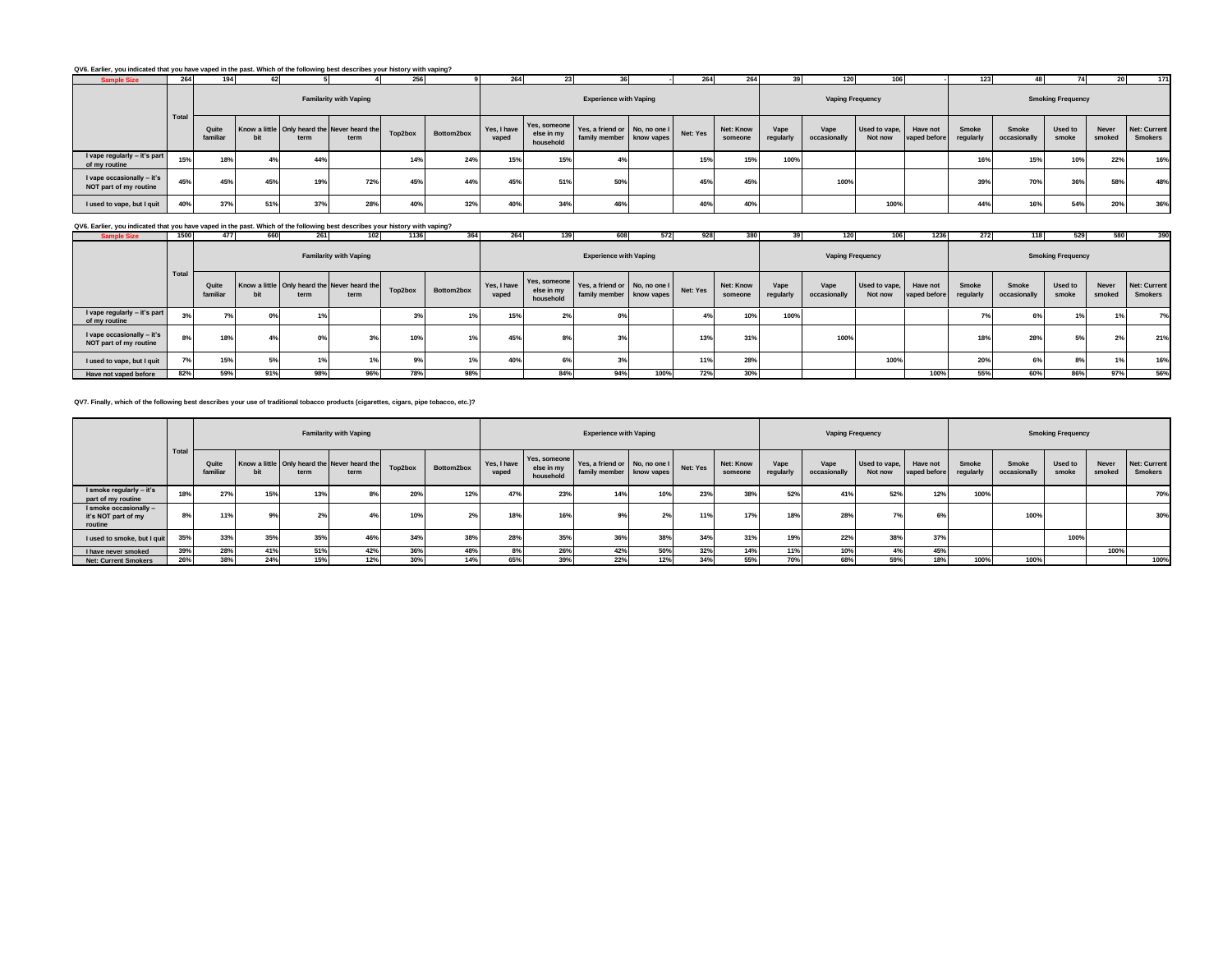**QV6. Earlier, you indicated that you have vaped in the past. Which of the following best describes your history with vaping?**

| | Total | Familiarity with Vaping | | | | | | Experience with Vaping | | | | | | Vaping Frequency | | | | Smoking Frequency | | | | |
|---|---|---|---|---|---|---|---|---|---|---|---|---|---|---|---|---|---|---|---|---|---|---|
| | | Quite familiar | Know a little bit | Only heard the term | Never heard the term | Top2box | Bottom2box | Yes, I have vaped | Yes, someone else in my household | Yes, a friend or family member | No, no one I know vapes | Net: Yes | Net: Know someone | Vape regularly | Vape occasionally | Used to vape, Not now | Have not vaped before | Smoke regularly | Smoke occasionally | Used to smoke | Never smoked | Net: Current Smokers |
| **Sample Size** | 264 | 194 | 62 | 5 | 4 | 256 | 9 | 264 | 23 | 36 | - | 264 | 264 | 39 | 120 | 106 | - | 123 | 48 | 74 | 20 | 171 |
| I vape regularly – it's part of my routine | 15% | 18% | 4% | 44% | | 14% | 24% | 15% | 15% | 4% | | 15% | 15% | 100% | | | | 16% | 15% | 10% | 22% | 16% |
| I vape occasionally – it's NOT part of my routine | 45% | 45% | 45% | 19% | 72% | 45% | 44% | 45% | 51% | 50% | | 45% | 45% | | 100% | | | 39% | 70% | 36% | 58% | 48% |
| I used to vape, but I quit | 40% | 37% | 51% | 37% | 28% | 40% | 32% | 40% | 34% | 46% | | 40% | 40% | | | 100% | | 44% | 16% | 54% | 20% | 36% |

**QV6. Earlier, you indicated that you have vaped in the past. Which of the following best describes your history with vaping?**

| | Total | Familiarity with Vaping | | | | | | Experience with Vaping | | | | | | Vaping Frequency | | | | Smoking Frequency | | | | |
|---|---|---|---|---|---|---|---|---|---|---|---|---|---|---|---|---|---|---|---|---|---|---|
| | | Quite familiar | Know a little bit | Only heard the term | Never heard the term | Top2box | Bottom2box | Yes, I have vaped | Yes, someone else in my household | Yes, a friend or family member | No, no one I know vapes | Net: Yes | Net: Know someone | Vape regularly | Vape occasionally | Used to vape, Not now | Have not vaped before | Smoke regularly | Smoke occasionally | Used to smoke | Never smoked | Net: Current Smokers |
| **Sample Size** | 1500 | 477 | 660 | 261 | 102 | 1136 | 364 | 264 | 139 | 608 | 572 | 928 | 380 | 39 | 120 | 106 | 1236 | 272 | 118 | 529 | 580 | 390 |
| I vape regularly – it's part of my routine | 3% | 7% | 0% | 1% | | 3% | 1% | 15% | 2% | 0% | | 4% | 10% | 100% | | | | 7% | 6% | 1% | 1% | 7% |
| I vape occasionally – it's NOT part of my routine | 8% | 18% | 4% | 0% | 3% | 10% | 1% | 45% | 8% | 3% | | 13% | 31% | | 100% | | | 18% | 28% | 5% | 2% | 21% |
| I used to vape, but I quit | 7% | 15% | 5% | 1% | 1% | 9% | 1% | 40% | 6% | 3% | | 11% | 28% | | | 100% | | 20% | 6% | 8% | 1% | 16% |
| Have not vaped before | 82% | 59% | 91% | 98% | 96% | 78% | 98% | | 84% | 94% | 100% | 72% | 30% | | | | 100% | 55% | 60% | 86% | 97% | 56% |

**QV7. Finally, which of the following best describes your use of traditional tobacco products (cigarettes, cigars, pipe tobacco, etc.)?**

| | Total | Familiarity with Vaping | | | | | | Experience with Vaping | | | | | | Vaping Frequency | | | | Smoking Frequency | | | | |
|---|---|---|---|---|---|---|---|---|---|---|---|---|---|---|---|---|---|---|---|---|---|---|
| | | Quite familiar | Know a little bit | Only heard the term | Never heard the term | Top2box | Bottom2box | Yes, I have vaped | Yes, someone else in my household | Yes, a friend or family member | No, no one I know vapes | Net: Yes | Net: Know someone | Vape regularly | Vape occasionally | Used to vape, Not now | Have not vaped before | Smoke regularly | Smoke occasionally | Used to smoke | Never smoked | Net: Current Smokers |
| I smoke regularly – it's part of my routine | 18% | 27% | 15% | 13% | 8% | 20% | 12% | 47% | 23% | 14% | 10% | 23% | 38% | 52% | 41% | 52% | 12% | 100% | | | | 70% |
| I smoke occasionally – it's NOT part of my routine | 8% | 11% | 9% | 2% | 4% | 10% | 2% | 18% | 16% | 9% | 2% | 11% | 17% | 18% | 28% | 7% | 6% | | 100% | | | 30% |
| I used to smoke, but I quit | 35% | 33% | 35% | 35% | 46% | 34% | 38% | 28% | 35% | 36% | 38% | 34% | 31% | 19% | 22% | 38% | 37% | | | 100% | | |
| I have never smoked | 39% | 28% | 41% | 51% | 42% | 36% | 48% | 8% | 26% | 42% | 50% | 32% | 14% | 11% | 10% | 4% | 45% | | | | 100% | |
| Net: Current Smokers | 26% | 38% | 24% | 15% | 12% | 30% | 14% | 65% | 39% | 22% | 12% | 34% | 55% | 70% | 68% | 59% | 18% | 100% | 100% | | | 100% |